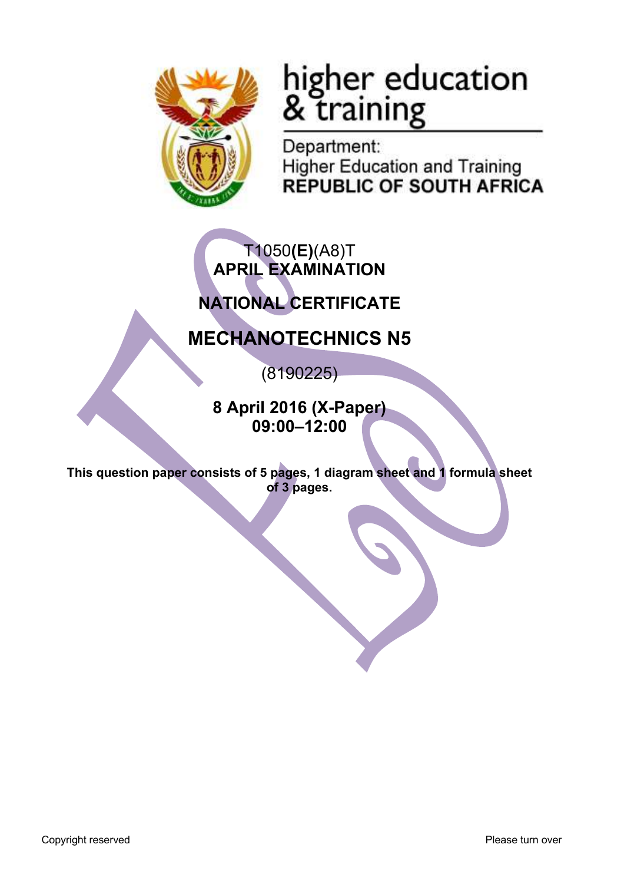higher education & training

Department:
Higher Education and Training
**REPUBLIC OF SOUTH AFRICA**

T1050**(E)**(A8)T
**APRIL EXAMINATION**

**NATIONAL CERTIFICATE**

# MECHANOTECHNICS N5

(8190225)

**8 April 2016 (X-Paper)**
**09:00–12:00**

**This question paper consists of 5 pages, 1 diagram sheet and 1 formula sheet of 3 pages.**

Copyright reserved

Please turn over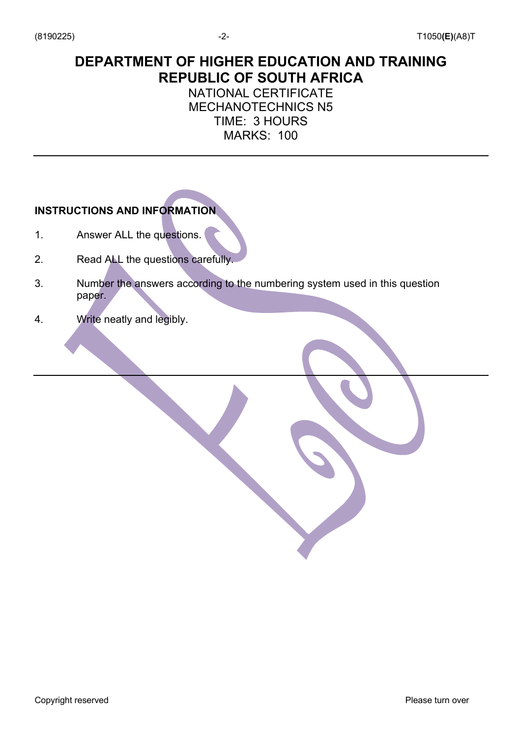# DEPARTMENT OF HIGHER EDUCATION AND TRAINING
# REPUBLIC OF SOUTH AFRICA

NATIONAL CERTIFICATE
MECHANOTECHNICS N5
TIME: 3 HOURS
MARKS: 100

---

**INSTRUCTIONS AND INFORMATION**

1. Answer ALL the questions.
2. Read ALL the questions carefully.
3. Number the answers according to the numbering system used in this question paper.
4. Write neatly and legibly.

---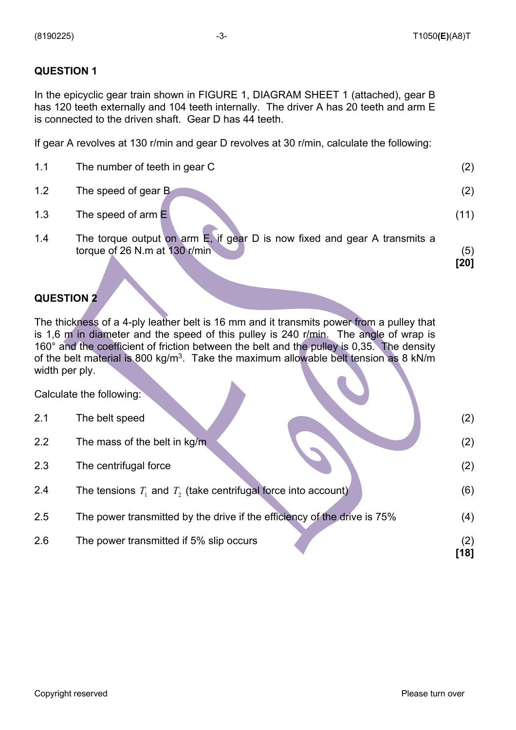## QUESTION 1

In the epicyclic gear train shown in FIGURE 1, DIAGRAM SHEET 1 (attached), gear B has 120 teeth externally and 104 teeth internally. The driver A has 20 teeth and arm E is connected to the driven shaft. Gear D has 44 teeth.

If gear A revolves at 130 r/min and gear D revolves at 30 r/min, calculate the following:

| | | |
|---|---|---|
| 1.1 | The number of teeth in gear C | (2) |
| 1.2 | The speed of gear B | (2) |
| 1.3 | The speed of arm E | (11) |
| 1.4 | The torque output on arm E, if gear D is now fixed and gear A transmits a torque of 26 N.m at 130 r/min | (5) |
| | | **[20]** |

## QUESTION 2

The thickness of a 4-ply leather belt is 16 mm and it transmits power from a pulley that is 1,6 m in diameter and the speed of this pulley is 240 r/min. The angle of wrap is 160° and the coefficient of friction between the belt and the pulley is 0,35. The density of the belt material is 800 kg/m$^3$. Take the maximum allowable belt tension as 8 kN/m width per ply.

Calculate the following:

| | | |
|---|---|---|
| 2.1 | The belt speed | (2) |
| 2.2 | The mass of the belt in kg/m | (2) |
| 2.3 | The centrifugal force | (2) |
| 2.4 | The tensions $T_1$ and $T_2$ (take centrifugal force into account) | (6) |
| 2.5 | The power transmitted by the drive if the efficiency of the drive is 75% | (4) |
| 2.6 | The power transmitted if 5% slip occurs | (2) |
| | | **[18]** |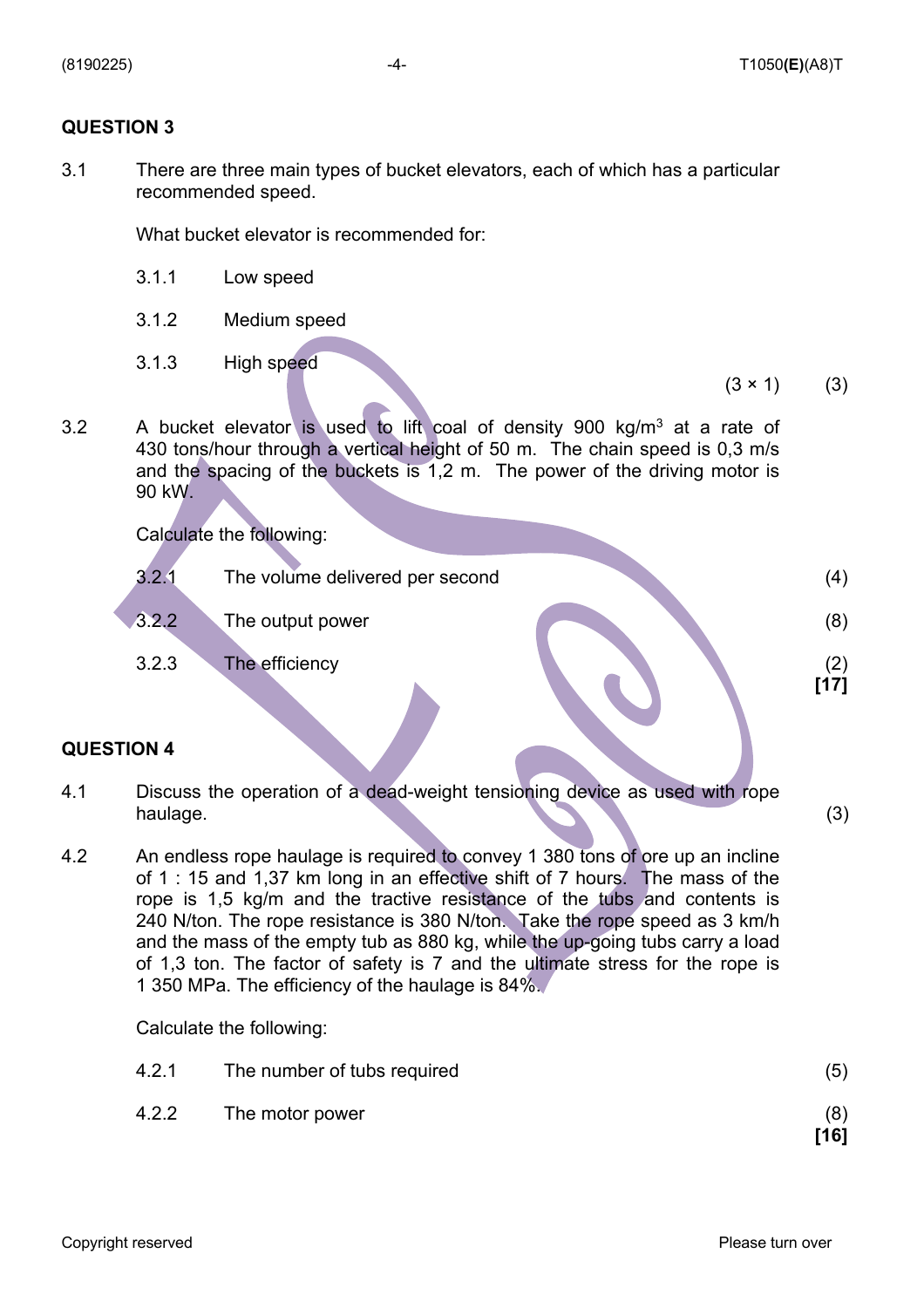## QUESTION 3

3.1 There are three main types of bucket elevators, each of which has a particular recommended speed.

What bucket elevator is recommended for:

3.1.1 Low speed

3.1.2 Medium speed

3.1.3 High speed

(3 × 1) (3)

3.2 A bucket elevator is used to lift coal of density 900 kg/m$^3$ at a rate of 430 tons/hour through a vertical height of 50 m. The chain speed is 0,3 m/s and the spacing of the buckets is 1,2 m. The power of the driving motor is 90 kW.

Calculate the following:

3.2.1 The volume delivered per second (4)

3.2.2 The output power (8)

3.2.3 The efficiency (2)

**[17]**

## QUESTION 4

4.1 Discuss the operation of a dead-weight tensioning device as used with rope haulage. (3)

4.2 An endless rope haulage is required to convey 1 380 tons of ore up an incline of 1 : 15 and 1,37 km long in an effective shift of 7 hours. The mass of the rope is 1,5 kg/m and the tractive resistance of the tubs and contents is 240 N/ton. The rope resistance is 380 N/ton. Take the rope speed as 3 km/h and the mass of the empty tub as 880 kg, while the up-going tubs carry a load of 1,3 ton. The factor of safety is 7 and the ultimate stress for the rope is 1 350 MPa. The efficiency of the haulage is 84%.

Calculate the following:

4.2.1 The number of tubs required (5)

4.2.2 The motor power (8)

**[16]**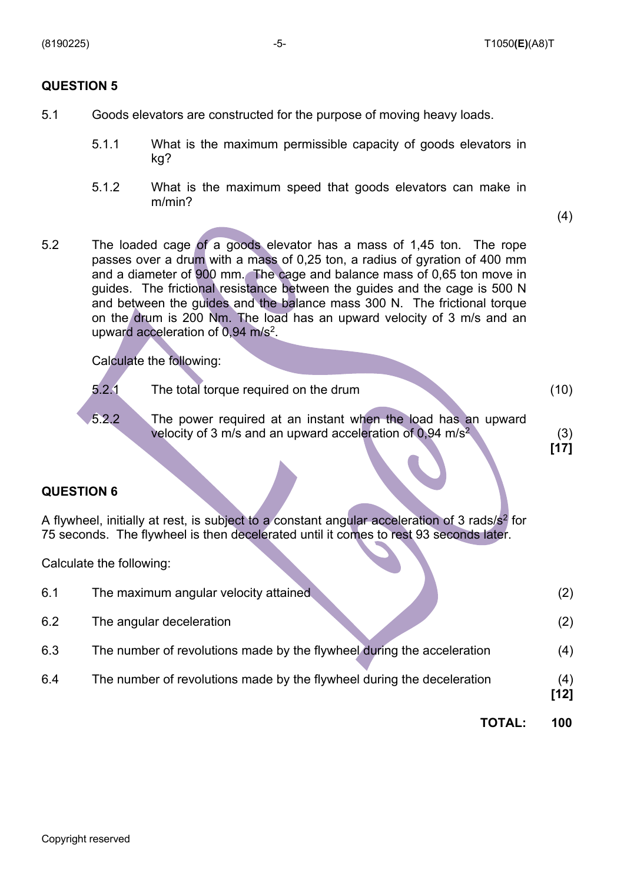## QUESTION 5

5.1 Goods elevators are constructed for the purpose of moving heavy loads.

5.1.1 What is the maximum permissible capacity of goods elevators in kg?

5.1.2 What is the maximum speed that goods elevators can make in m/min?

(4)

5.2 The loaded cage of a goods elevator has a mass of 1,45 ton. The rope passes over a drum with a mass of 0,25 ton, a radius of gyration of 400 mm and a diameter of 900 mm. The cage and balance mass of 0,65 ton move in guides. The frictional resistance between the guides and the cage is 500 N and between the guides and the balance mass 300 N. The frictional torque on the drum is 200 Nm. The load has an upward velocity of 3 m/s and an upward acceleration of 0,94 m/s$^2$.

Calculate the following:

5.2.1 The total torque required on the drum (10)

5.2.2 The power required at an instant when the load has an upward velocity of 3 m/s and an upward acceleration of 0,94 m/s$^2$ (3)

**[17]**

## QUESTION 6

A flywheel, initially at rest, is subject to a constant angular acceleration of 3 rads/s$^2$ for 75 seconds. The flywheel is then decelerated until it comes to rest 93 seconds later.

Calculate the following:

6.1 The maximum angular velocity attained (2)

6.2 The angular deceleration (2)

6.3 The number of revolutions made by the flywheel during the acceleration (4)

6.4 The number of revolutions made by the flywheel during the deceleration (4)

**[12]**

**TOTAL: 100**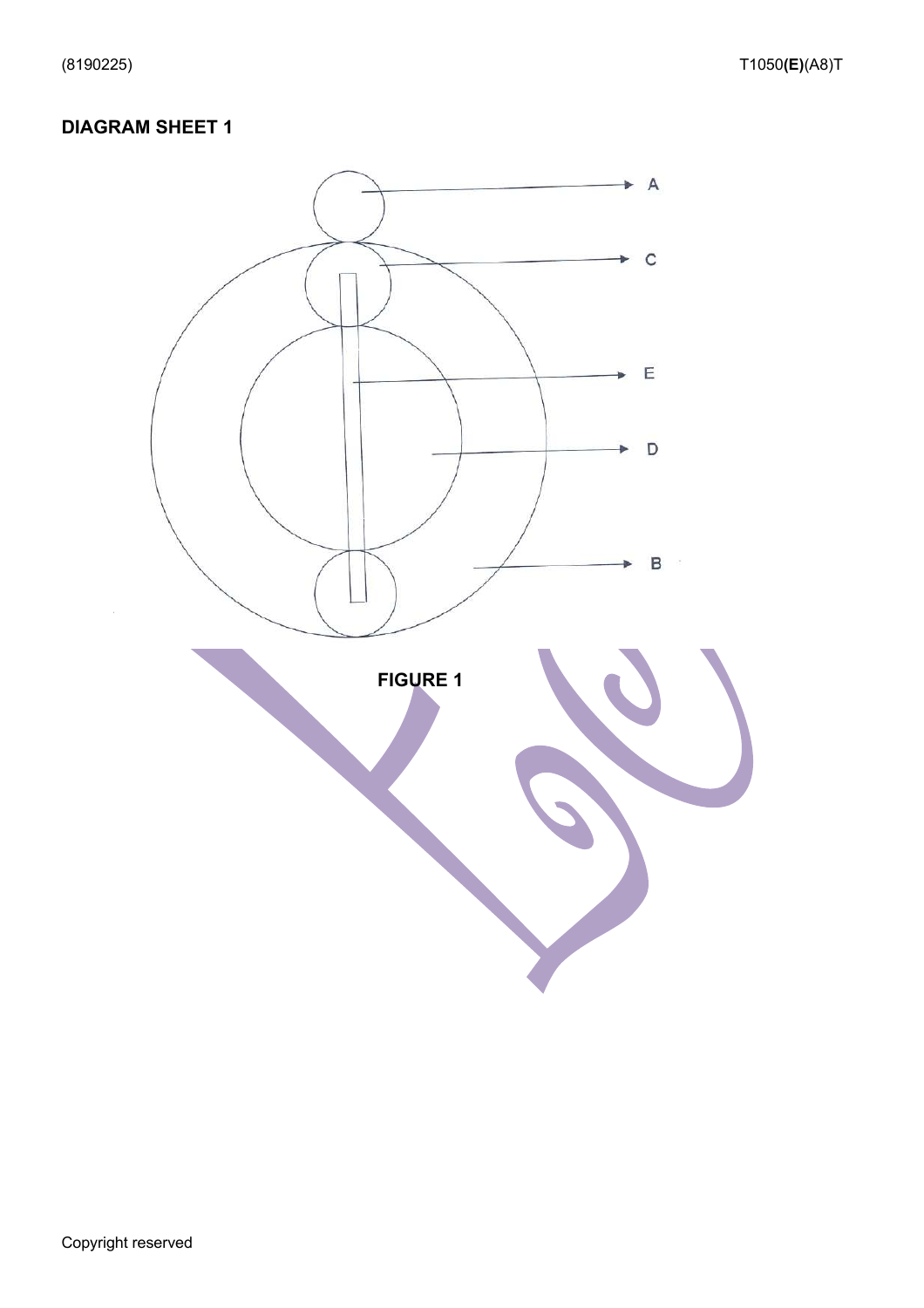## DIAGRAM SHEET 1

A

C

E

D

B

**FIGURE 1**

Copyright reserved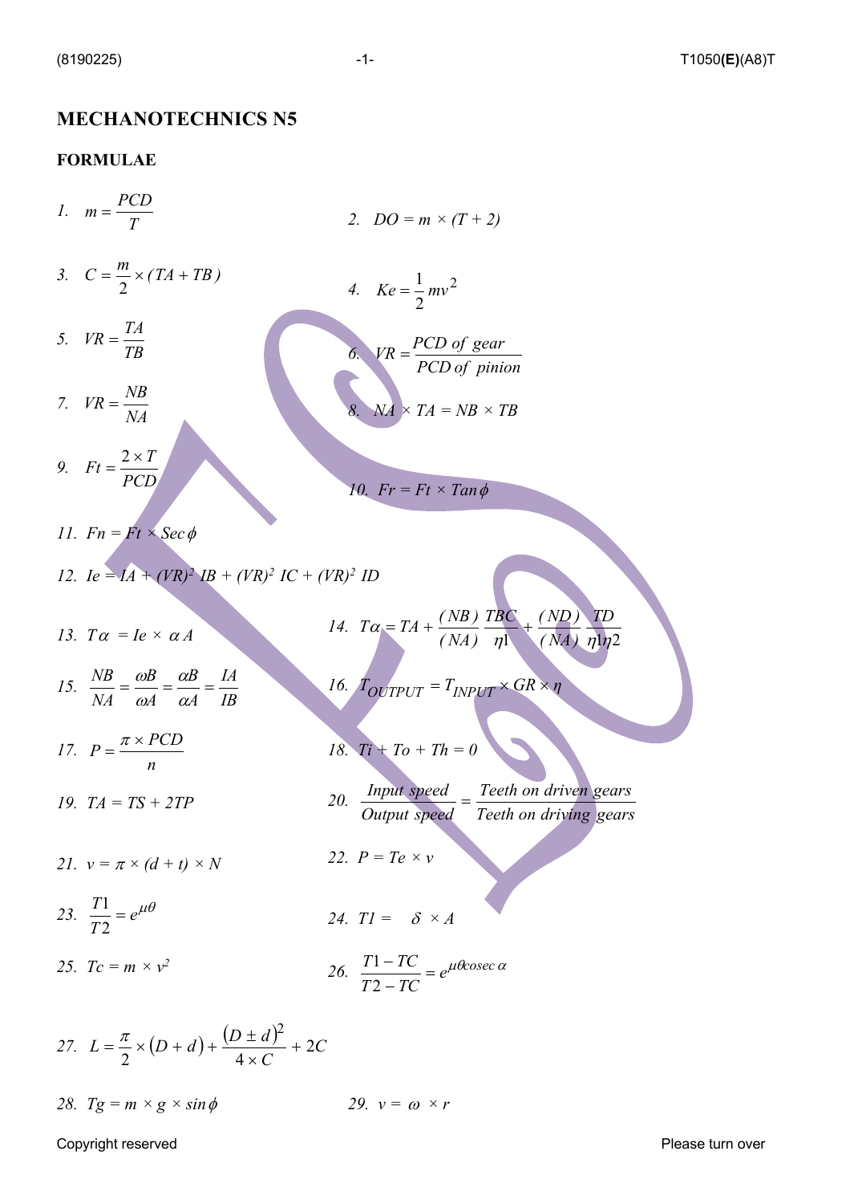# MECHANOTECHNICS N5

## FORMULAE

1. $m = \frac{PCD}{T}$

2. $DO = m \times (T + 2)$

3. $C = \frac{m}{2} \times (TA + TB)$

4. $Ke = \frac{1}{2} mv^2$

5. $VR = \frac{TA}{TB}$

6. $VR = \frac{PCD\ of\ gear}{PCD\ of\ pinion}$

7. $VR = \frac{NB}{NA}$

8. $NA \times TA = NB \times TB$

9. $Ft = \frac{2 \times T}{PCD}$

10. $Fr = Ft \times Tan\,\phi$

11. $Fn = Ft \times Sec\,\phi$

12. $Ie = IA + (VR)^2\ IB + (VR)^2\ IC + (VR)^2\ ID$

13. $T\alpha = Ie \times \alpha A$

14. $T\alpha = TA + \frac{(NB)}{(NA)}\frac{TBC}{\eta 1} + \frac{(ND)}{(NA)}\frac{TD}{\eta 1 \eta 2}$

15. $\frac{NB}{NA} = \frac{\omega B}{\omega A} = \frac{\alpha B}{\alpha A} = \frac{IA}{IB}$

16. $T_{OUTPUT} = T_{INPUT} \times GR \times \eta$

17. $P = \frac{\pi \times PCD}{n}$

18. $Ti + To + Th = 0$

19. $TA = TS + 2TP$

20. $\frac{Input\ speed}{Output\ speed} = \frac{Teeth\ on\ driven\ gears}{Teeth\ on\ driving\ gears}$

21. $v = \pi \times (d + t) \times N$

22. $P = Te \times v$

23. $\frac{T1}{T2} = e^{\mu\theta}$

24. $T1 = \quad \delta \times A$

25. $Tc = m \times v^2$

26. $\frac{T1 - TC}{T2 - TC} = e^{\mu\theta cosec\,\alpha}$

27. $L = \frac{\pi}{2} \times (D + d) + \frac{(D \pm d)^2}{4 \times C} + 2C$

28. $Tg = m \times g \times sin\,\phi$

29. $v = \omega \times r$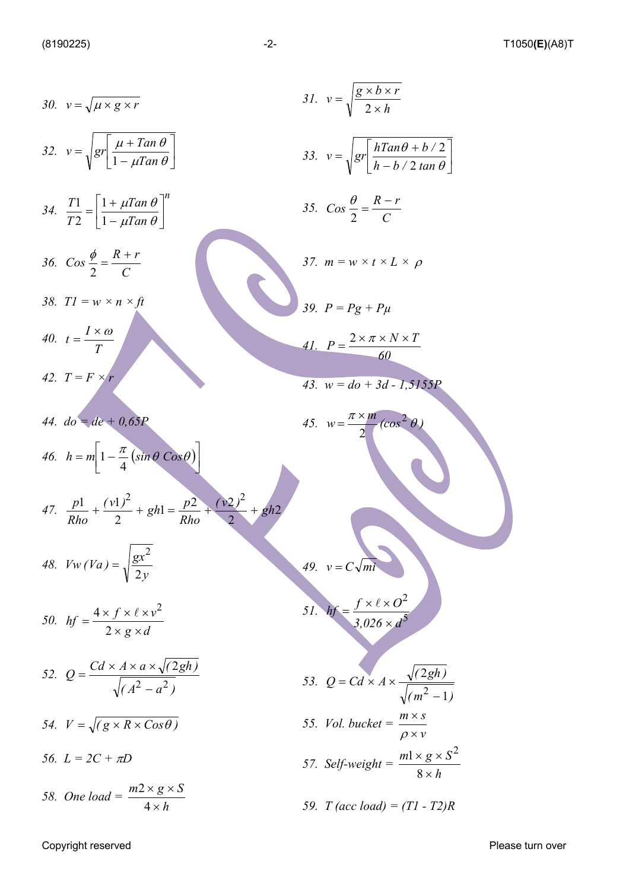30. $v = \sqrt{\mu \times g \times r}$

31. $v = \sqrt{\dfrac{g \times b \times r}{2 \times h}}$

32. $v = \sqrt{gr\left[\dfrac{\mu + Tan\,\theta}{1 - \mu Tan\,\theta}\right]}$

33. $v = \sqrt{gr\left[\dfrac{hTan\theta + b/2}{h - b/2\,tan\,\theta}\right]}$

34. $\dfrac{T1}{T2} = \left[\dfrac{1 + \mu Tan\,\theta}{1 - \mu Tan\,\theta}\right]^n$

35. $Cos\,\dfrac{\theta}{2} = \dfrac{R - r}{C}$

36. $Cos\,\dfrac{\phi}{2} = \dfrac{R + r}{C}$

37. $m = w \times t \times L \times \rho$

38. $T1 = w \times n \times ft$

39. $P = Pg + P\mu$

40. $t = \dfrac{I \times \omega}{T}$

41. $P = \dfrac{2 \times \pi \times N \times T}{60}$

42. $T = F \times r$

43. $w = do + 3d - 1{,}5155P$

44. $do = de + 0{,}65P$

45. $w = \dfrac{\pi \times m}{2}(cos^2\,\theta)$

46. $h = m\left[1 - \dfrac{\pi}{4}\left(sin\,\theta\;Cos\theta\right)\right]$

47. $\dfrac{p1}{Rho} + \dfrac{(v1)^2}{2} + gh1 = \dfrac{p2}{Rho} + \dfrac{(v2)^2}{2} + gh2$

48. $Vw\,(Va) = \sqrt{\dfrac{gx^2}{2y}}$

49. $v = C\sqrt{mi}$

50. $hf = \dfrac{4 \times f \times \ell \times v^2}{2 \times g \times d}$

51. $hf = \dfrac{f \times \ell \times O^2}{3{,}026 \times d^5}$

52. $Q = \dfrac{Cd \times A \times a \times \sqrt{(2gh)}}{\sqrt{(A^2 - a^2)}}$

53. $Q = Cd \times A \times \dfrac{\sqrt{(2gh)}}{\sqrt{(m^2 - 1)}}$

54. $V = \sqrt{(g \times R \times Cos\theta)}$

55. $Vol.\ bucket = \dfrac{m \times s}{\rho \times v}$

56. $L = 2C + \pi D$

57. $Self\text{-}weight = \dfrac{m1 \times g \times S^2}{8 \times h}$

58. $One\ load = \dfrac{m2 \times g \times S}{4 \times h}$

59. $T\,(acc\ load) = (T1 - T2)R$

Copyright reserved

Please turn over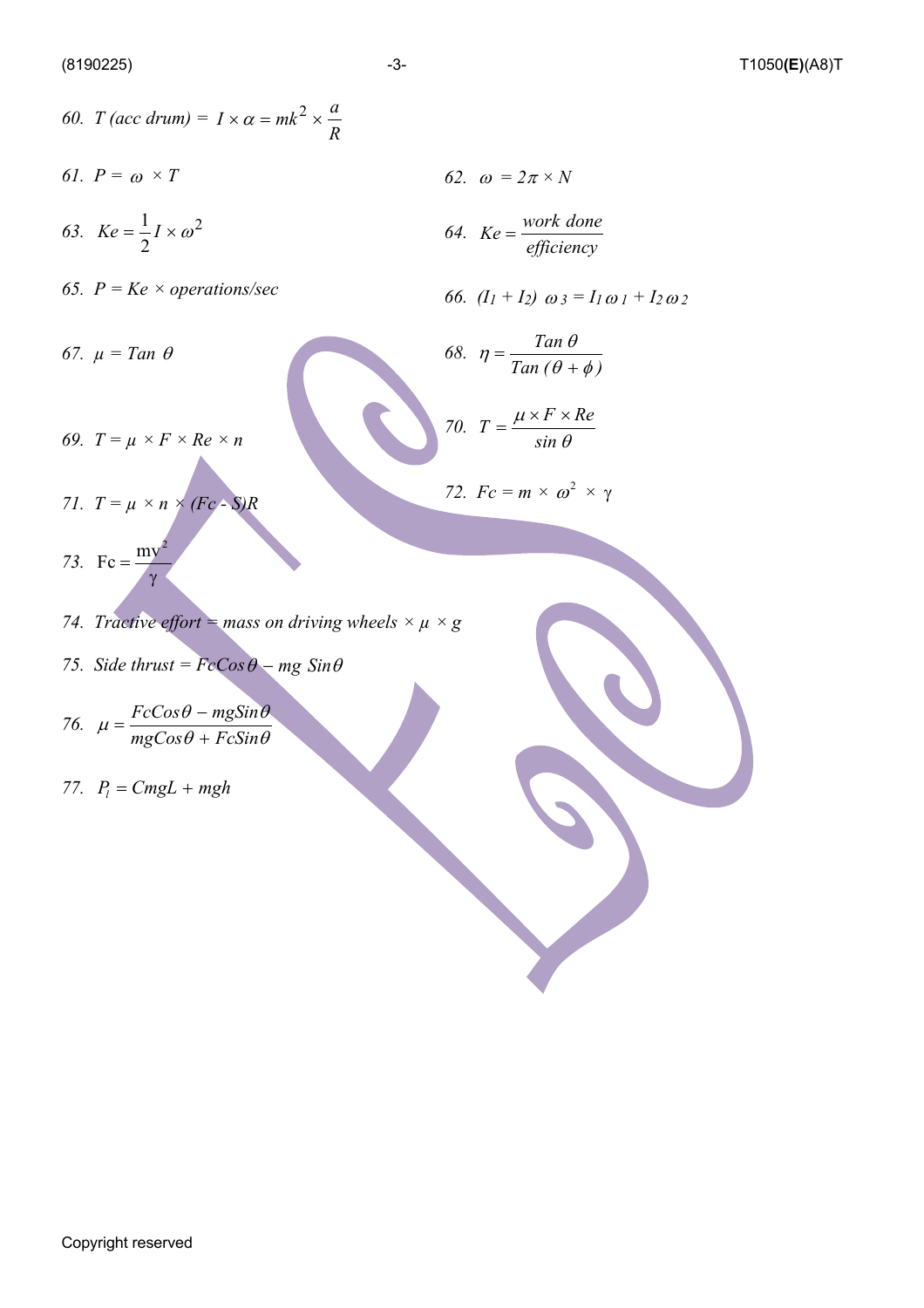60. $T\ (acc\ drum) = I \times \alpha = mk^2 \times \frac{a}{R}$

61. $P = \omega \times T$

62. $\omega = 2\pi \times N$

63. $Ke = \frac{1}{2} I \times \omega^2$

64. $Ke = \frac{work\ done}{efficiency}$

65. $P = Ke \times operations/sec$

66. $(I_1 + I_2)\ \omega_3 = I_1 \omega_1 + I_2 \omega_2$

67. $\mu = Tan\ \theta$

68. $\eta = \frac{Tan\ \theta}{Tan\ (\theta + \phi)}$

69. $T = \mu \times F \times Re \times n$

70. $T = \frac{\mu \times F \times Re}{sin\ \theta}$

71. $T = \mu \times n \times (Fc - S)R$

72. $Fc = m \times \omega^2 \times \gamma$

73. $Fc = \frac{mv^2}{\gamma}$

74. Tractive effort = mass on driving wheels $\times\ \mu \times g$

75. Side thrust $= FcCos\theta - mg\ Sin\theta$

76. $\mu = \frac{FcCos\theta - mgSin\theta}{mgCos\theta + FcSin\theta}$

77. $P_l = CmgL + mgh$

Copyright reserved